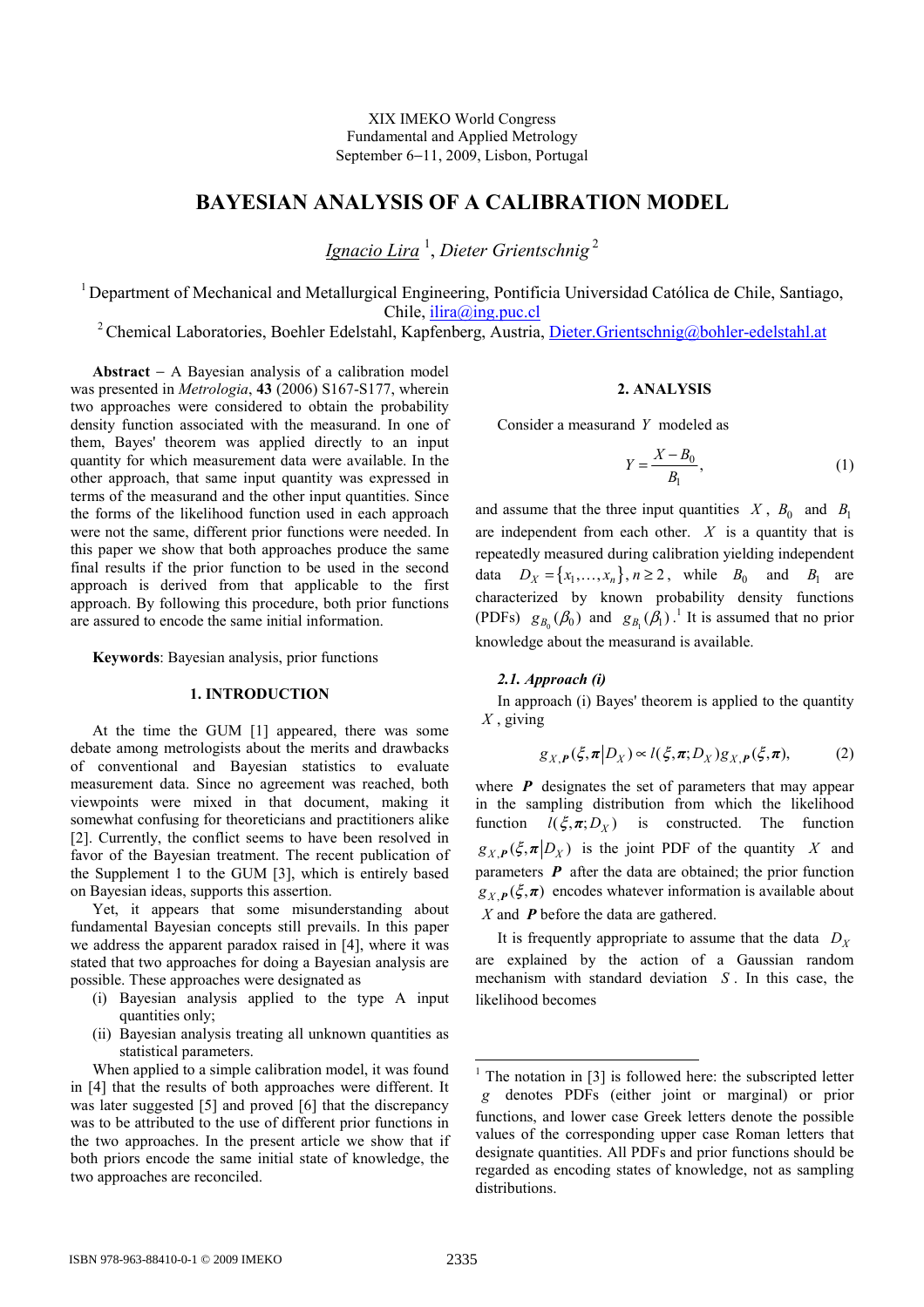XIX IMEKO World Congress
Fundamental and Applied Metrology
September 6−11, 2009, Lisbon, Portugal

# BAYESIAN ANALYSIS OF A CALIBRATION MODEL

*Ignacio Lira* [1], *Dieter Grientschnig* [2]

[1] Department of Mechanical and Metallurgical Engineering, Pontificia Universidad Católica de Chile, Santiago, Chile, ilira@ing.puc.cl

[2] Chemical Laboratories, Boehler Edelstahl, Kapfenberg, Austria, Dieter.Grientschnig@bohler-edelstahl.at

**Abstract** − A Bayesian analysis of a calibration model was presented in *Metrologia*, **43** (2006) S167-S177, wherein two approaches were considered to obtain the probability density function associated with the measurand. In one of them, Bayes' theorem was applied directly to an input quantity for which measurement data were available. In the other approach, that same input quantity was expressed in terms of the measurand and the other input quantities. Since the forms of the likelihood function used in each approach were not the same, different prior functions were needed. In this paper we show that both approaches produce the same final results if the prior function to be used in the second approach is derived from that applicable to the first approach. By following this procedure, both prior functions are assured to encode the same initial information.

**Keywords**: Bayesian analysis, prior functions

## 1. INTRODUCTION

At the time the GUM [1] appeared, there was some debate among metrologists about the merits and drawbacks of conventional and Bayesian statistics to evaluate measurement data. Since no agreement was reached, both viewpoints were mixed in that document, making it somewhat confusing for theoreticians and practitioners alike [2]. Currently, the conflict seems to have been resolved in favor of the Bayesian treatment. The recent publication of the Supplement 1 to the GUM [3], which is entirely based on Bayesian ideas, supports this assertion.

Yet, it appears that some misunderstanding about fundamental Bayesian concepts still prevails. In this paper we address the apparent paradox raised in [4], where it was stated that two approaches for doing a Bayesian analysis are possible. These approaches were designated as

(i) Bayesian analysis applied to the type A input quantities only;
(ii) Bayesian analysis treating all unknown quantities as statistical parameters.

When applied to a simple calibration model, it was found in [4] that the results of both approaches were different. It was later suggested [5] and proved [6] that the discrepancy was to be attributed to the use of different prior functions in the two approaches. In the present article we show that if both priors encode the same initial state of knowledge, the two approaches are reconciled.

## 2. ANALYSIS

Consider a measurand $Y$ modeled as

$$Y = \frac{X - B_0}{B_1}, \tag{1}$$

and assume that the three input quantities $X$, $B_0$ and $B_1$ are independent from each other. $X$ is a quantity that is repeatedly measured during calibration yielding independent data $D_X = \{x_1, \ldots, x_n\}$, $n \geq 2$, while $B_0$ and $B_1$ are characterized by known probability density functions (PDFs) $g_{B_0}(\beta_0)$ and $g_{B_1}(\beta_1)$.[1] It is assumed that no prior knowledge about the measurand is available.

### 2.1. Approach (i)

In approach (i) Bayes' theorem is applied to the quantity $X$, giving

$$g_{X,\boldsymbol{P}}(\xi, \boldsymbol{\pi} | D_X) \propto l(\xi, \boldsymbol{\pi}; D_X) g_{X,\boldsymbol{P}}(\xi, \boldsymbol{\pi}), \tag{2}$$

where $\boldsymbol{P}$ designates the set of parameters that may appear in the sampling distribution from which the likelihood function $l(\xi, \boldsymbol{\pi}; D_X)$ is constructed. The function $g_{X,\boldsymbol{P}}(\xi, \boldsymbol{\pi} | D_X)$ is the joint PDF of the quantity $X$ and parameters $\boldsymbol{P}$ after the data are obtained; the prior function $g_{X,\boldsymbol{P}}(\xi, \boldsymbol{\pi})$ encodes whatever information is available about $X$ and $\boldsymbol{P}$ before the data are gathered.

It is frequently appropriate to assume that the data $D_X$ are explained by the action of a Gaussian random mechanism with standard deviation $S$. In this case, the likelihood becomes

[1] The notation in [3] is followed here: the subscripted letter $g$ denotes PDFs (either joint or marginal) or prior functions, and lower case Greek letters denote the possible values of the corresponding upper case Roman letters that designate quantities. All PDFs and prior functions should be regarded as encoding states of knowledge, not as sampling distributions.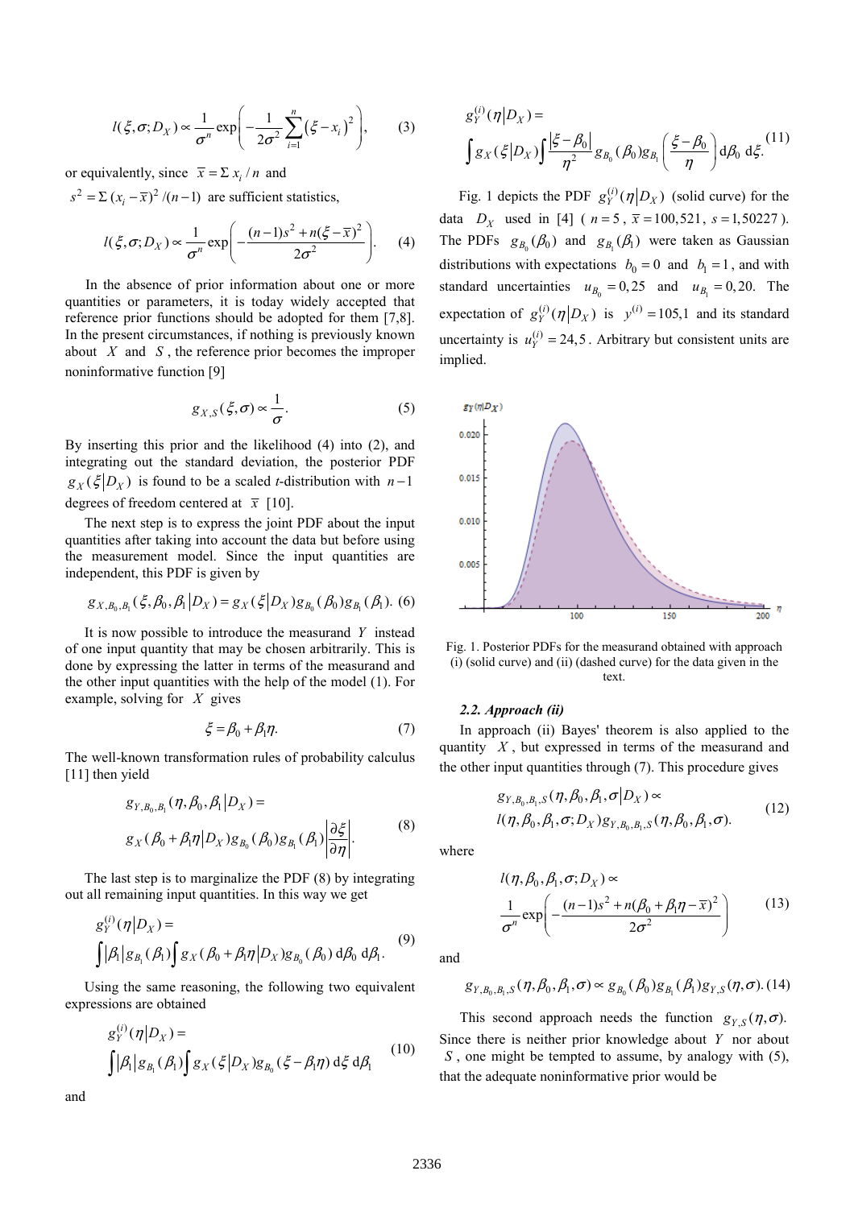$$l(\xi,\sigma;D_X) \propto \frac{1}{\sigma^n}\exp\left(-\frac{1}{2\sigma^2}\sum_{i=1}^{n}\left(\xi - x_i\right)^2\right), \qquad (3)$$

or equivalently, since $\bar{x} = \Sigma\, x_i / n$ and $s^2 = \Sigma\,(x_i - \bar{x})^2/(n-1)$ are sufficient statistics,

$$l(\xi,\sigma;D_X) \propto \frac{1}{\sigma^n}\exp\left(-\frac{(n-1)s^2 + n(\xi-\bar{x})^2}{2\sigma^2}\right). \qquad (4)$$

In the absence of prior information about one or more quantities or parameters, it is today widely accepted that reference prior functions should be adopted for them [7,8]. In the present circumstances, if nothing is previously known about $X$ and $S$, the reference prior becomes the improper noninformative function [9]

$$g_{X,S}(\xi,\sigma) \propto \frac{1}{\sigma}. \qquad (5)$$

By inserting this prior and the likelihood (4) into (2), and integrating out the standard deviation, the posterior PDF $g_X(\xi|D_X)$ is found to be a scaled $t$-distribution with $n-1$ degrees of freedom centered at $\bar{x}$ [10].

The next step is to express the joint PDF about the input quantities after taking into account the data but before using the measurement model. Since the input quantities are independent, this PDF is given by

$$g_{X,B_0,B_1}(\xi,\beta_0,\beta_1|D_X) = g_X(\xi|D_X)g_{B_0}(\beta_0)g_{B_1}(\beta_1). \qquad (6)$$

It is now possible to introduce the measurand $Y$ instead of one input quantity that may be chosen arbitrarily. This is done by expressing the latter in terms of the measurand and the other input quantities with the help of the model (1). For example, solving for $X$ gives

$$\xi = \beta_0 + \beta_1\eta. \qquad (7)$$

The well-known transformation rules of probability calculus [11] then yield

$$g_{Y,B_0,B_1}(\eta,\beta_0,\beta_1|D_X) = g_X(\beta_0+\beta_1\eta|D_X)g_{B_0}(\beta_0)g_{B_1}(\beta_1)\left|\frac{\partial\xi}{\partial\eta}\right|. \qquad (8)$$

The last step is to marginalize the PDF (8) by integrating out all remaining input quantities. In this way we get

$$g_Y^{(i)}(\eta|D_X) = \int|\beta_1|g_{B_1}(\beta_1)\int g_X(\beta_0+\beta_1\eta|D_X)g_{B_0}(\beta_0)\,\mathrm{d}\beta_0\,\mathrm{d}\beta_1. \qquad (9)$$

Using the same reasoning, the following two equivalent expressions are obtained

$$g_Y^{(i)}(\eta|D_X) = \int|\beta_1|g_{B_1}(\beta_1)\int g_X(\xi|D_X)g_{B_0}(\xi-\beta_1\eta)\,\mathrm{d}\xi\,\mathrm{d}\beta_1 \qquad (10)$$

and

$$g_Y^{(i)}(\eta|D_X) = \int g_X(\xi|D_X)\int\frac{|\xi-\beta_0|}{\eta^2}g_{B_0}(\beta_0)g_{B_1}\left(\frac{\xi-\beta_0}{\eta}\right)\mathrm{d}\beta_0\,\mathrm{d}\xi. \qquad (11)$$

Fig. 1 depicts the PDF $g_Y^{(i)}(\eta|D_X)$ (solid curve) for the data $D_X$ used in [4] ($n=5$, $\bar{x}=100{,}521$, $s=1{,}50227$). The PDFs $g_{B_0}(\beta_0)$ and $g_{B_1}(\beta_1)$ were taken as Gaussian distributions with expectations $b_0=0$ and $b_1=1$, and with standard uncertainties $u_{B_0}=0{,}25$ and $u_{B_1}=0{,}20$. The expectation of $g_Y^{(i)}(\eta|D_X)$ is $y^{(i)}=105{,}1$ and its standard uncertainty is $u_Y^{(i)}=24{,}5$. Arbitrary but consistent units are implied.

Fig. 1. Posterior PDFs for the measurand obtained with approach (i) (solid curve) and (ii) (dashed curve) for the data given in the text.

### 2.2. Approach (ii)

In approach (ii) Bayes' theorem is also applied to the quantity $X$, but expressed in terms of the measurand and the other input quantities through (7). This procedure gives

$$g_{Y,B_0,B_1,S}(\eta,\beta_0,\beta_1,\sigma|D_X) \propto l(\eta,\beta_0,\beta_1,\sigma;D_X)g_{Y,B_0,B_1,S}(\eta,\beta_0,\beta_1,\sigma). \qquad (12)$$

where

$$l(\eta,\beta_0,\beta_1,\sigma;D_X) \propto \frac{1}{\sigma^n}\exp\left(-\frac{(n-1)s^2+n(\beta_0+\beta_1\eta-\bar{x})^2}{2\sigma^2}\right) \qquad (13)$$

and

$$g_{Y,B_0,B_1,S}(\eta,\beta_0,\beta_1,\sigma) \propto g_{B_0}(\beta_0)g_{B_1}(\beta_1)g_{Y,S}(\eta,\sigma). \qquad (14)$$

This second approach needs the function $g_{Y,S}(\eta,\sigma)$. Since there is neither prior knowledge about $Y$ nor about $S$, one might be tempted to assume, by analogy with (5), that the adequate noninformative prior would be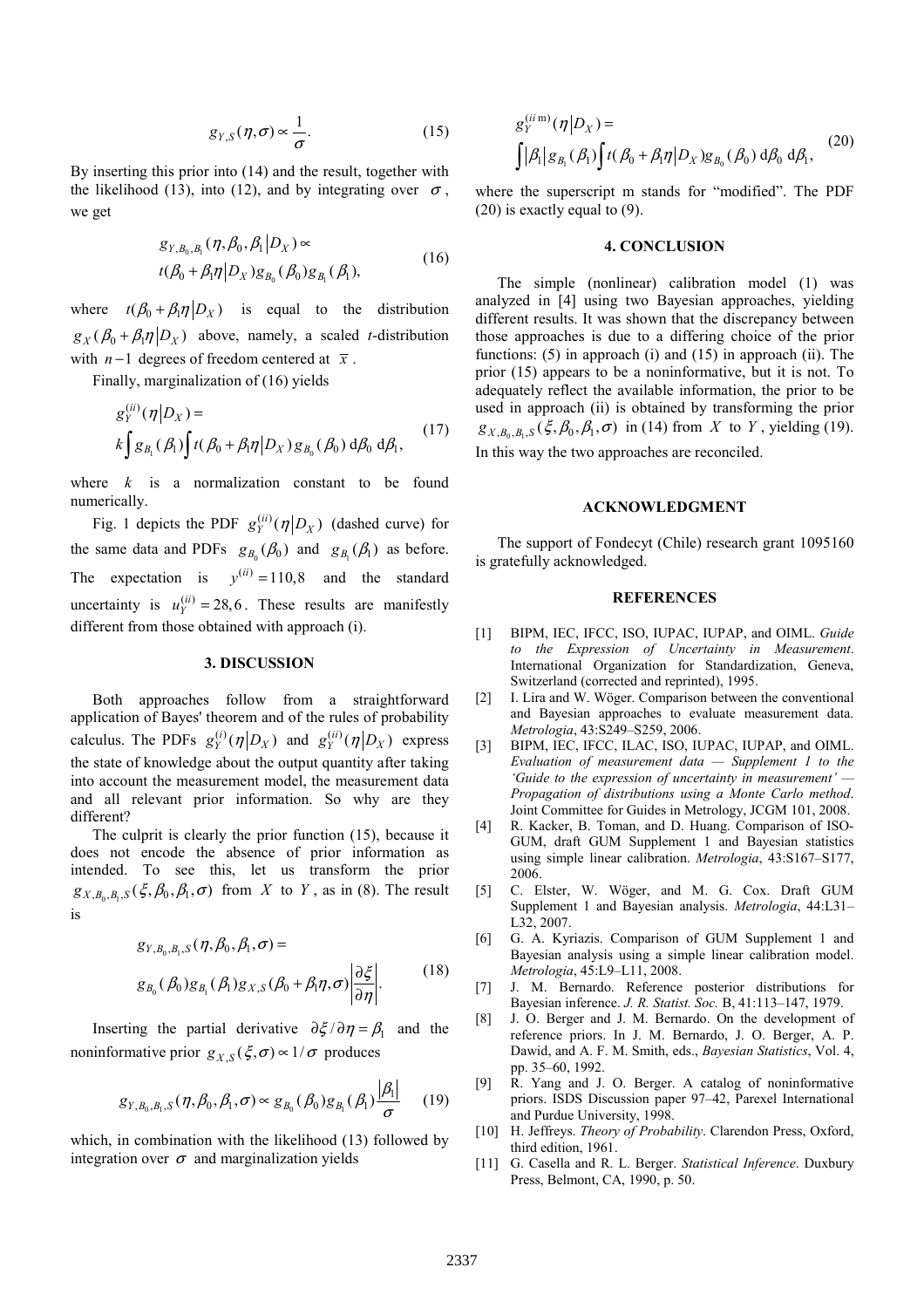$$g_{Y,S}(\eta,\sigma) \propto \frac{1}{\sigma}. \tag{15}$$

By inserting this prior into (14) and the result, together with the likelihood (13), into (12), and by integrating over $\sigma$, we get

$$g_{Y,B_0,B_1}(\eta,\beta_0,\beta_1|D_X) \propto t(\beta_0+\beta_1\eta|D_X)g_{B_0}(\beta_0)g_{B_1}(\beta_1), \tag{16}$$

where $t(\beta_0+\beta_1\eta|D_X)$ is equal to the distribution $g_X(\beta_0+\beta_1\eta|D_X)$ above, namely, a scaled $t$-distribution with $n-1$ degrees of freedom centered at $\bar{x}$.

Finally, marginalization of (16) yields

$$g_Y^{(ii)}(\eta|D_X) = k\int g_{B_1}(\beta_1)\int t(\beta_0+\beta_1\eta|D_X)g_{B_0}(\beta_0)\,\mathrm{d}\beta_0\,\mathrm{d}\beta_1, \tag{17}$$

where $k$ is a normalization constant to be found numerically.

Fig. 1 depicts the PDF $g_Y^{(ii)}(\eta|D_X)$ (dashed curve) for the same data and PDFs $g_{B_0}(\beta_0)$ and $g_{B_1}(\beta_1)$ as before. The expectation is $y^{(ii)}=110{,}8$ and the standard uncertainty is $u_Y^{(ii)}=28{,}6$. These results are manifestly different from those obtained with approach (i).

## 3. DISCUSSION

Both approaches follow from a straightforward application of Bayes' theorem and of the rules of probability calculus. The PDFs $g_Y^{(i)}(\eta|D_X)$ and $g_Y^{(ii)}(\eta|D_X)$ express the state of knowledge about the output quantity after taking into account the measurement model, the measurement data and all relevant prior information. So why are they different?

The culprit is clearly the prior function (15), because it does not encode the absence of prior information as intended. To see this, let us transform the prior $g_{X,B_0,B_1,S}(\xi,\beta_0,\beta_1,\sigma)$ from $X$ to $Y$, as in (8). The result is

$$g_{Y,B_0,B_1,S}(\eta,\beta_0,\beta_1,\sigma) = g_{B_0}(\beta_0)g_{B_1}(\beta_1)g_{X,S}(\beta_0+\beta_1\eta,\sigma)\left|\frac{\partial\xi}{\partial\eta}\right|. \tag{18}$$

Inserting the partial derivative $\partial\xi/\partial\eta=\beta_1$ and the noninformative prior $g_{X,S}(\xi,\sigma)\propto 1/\sigma$ produces

$$g_{Y,B_0,B_1,S}(\eta,\beta_0,\beta_1,\sigma) \propto g_{B_0}(\beta_0)g_{B_1}(\beta_1)\frac{|\beta_1|}{\sigma} \tag{19}$$

which, in combination with the likelihood (13) followed by integration over $\sigma$ and marginalization yields

$$g_Y^{(ii\,\mathrm{m})}(\eta|D_X) = \int|\beta_1|g_{B_1}(\beta_1)\int t(\beta_0+\beta_1\eta|D_X)g_{B_0}(\beta_0)\,\mathrm{d}\beta_0\,\mathrm{d}\beta_1, \tag{20}$$

where the superscript m stands for "modified". The PDF (20) is exactly equal to (9).

## 4. CONCLUSION

The simple (nonlinear) calibration model (1) was analyzed in [4] using two Bayesian approaches, yielding different results. It was shown that the discrepancy between those approaches is due to a differing choice of the prior functions: (5) in approach (i) and (15) in approach (ii). The prior (15) appears to be a noninformative, but it is not. To adequately reflect the available information, the prior to be used in approach (ii) is obtained by transforming the prior $g_{X,B_0,B_1,S}(\xi,\beta_0,\beta_1,\sigma)$ in (14) from $X$ to $Y$, yielding (19). In this way the two approaches are reconciled.

## ACKNOWLEDGMENT

The support of Fondecyt (Chile) research grant 1095160 is gratefully acknowledged.

## REFERENCES

[1] BIPM, IEC, IFCC, ISO, IUPAC, IUPAP, and OIML. *Guide to the Expression of Uncertainty in Measurement*. International Organization for Standardization, Geneva, Switzerland (corrected and reprinted), 1995.

[2] I. Lira and W. Wöger. Comparison between the conventional and Bayesian approaches to evaluate measurement data. *Metrologia*, 43:S249–S259, 2006.

[3] BIPM, IEC, IFCC, ILAC, ISO, IUPAC, IUPAP, and OIML. *Evaluation of measurement data — Supplement 1 to the 'Guide to the expression of uncertainty in measurement' — Propagation of distributions using a Monte Carlo method*. Joint Committee for Guides in Metrology, JCGM 101, 2008.

[4] R. Kacker, B. Toman, and D. Huang. Comparison of ISO-GUM, draft GUM Supplement 1 and Bayesian statistics using simple linear calibration. *Metrologia*, 43:S167–S177, 2006.

[5] C. Elster, W. Wöger, and M. G. Cox. Draft GUM Supplement 1 and Bayesian analysis. *Metrologia*, 44:L31–L32, 2007.

[6] G. A. Kyriazis. Comparison of GUM Supplement 1 and Bayesian analysis using a simple linear calibration model. *Metrologia*, 45:L9–L11, 2008.

[7] J. M. Bernardo. Reference posterior distributions for Bayesian inference. *J. R. Statist. Soc.* B, 41:113–147, 1979.

[8] J. O. Berger and J. M. Bernardo. On the development of reference priors. In J. M. Bernardo, J. O. Berger, A. P. Dawid, and A. F. M. Smith, eds., *Bayesian Statistics*, Vol. 4, pp. 35–60, 1992.

[9] R. Yang and J. O. Berger. A catalog of noninformative priors. ISDS Discussion paper 97–42, Parexel International and Purdue University, 1998.

[10] H. Jeffreys. *Theory of Probability*. Clarendon Press, Oxford, third edition, 1961.

[11] G. Casella and R. L. Berger. *Statistical Inference*. Duxbury Press, Belmont, CA, 1990, p. 50.